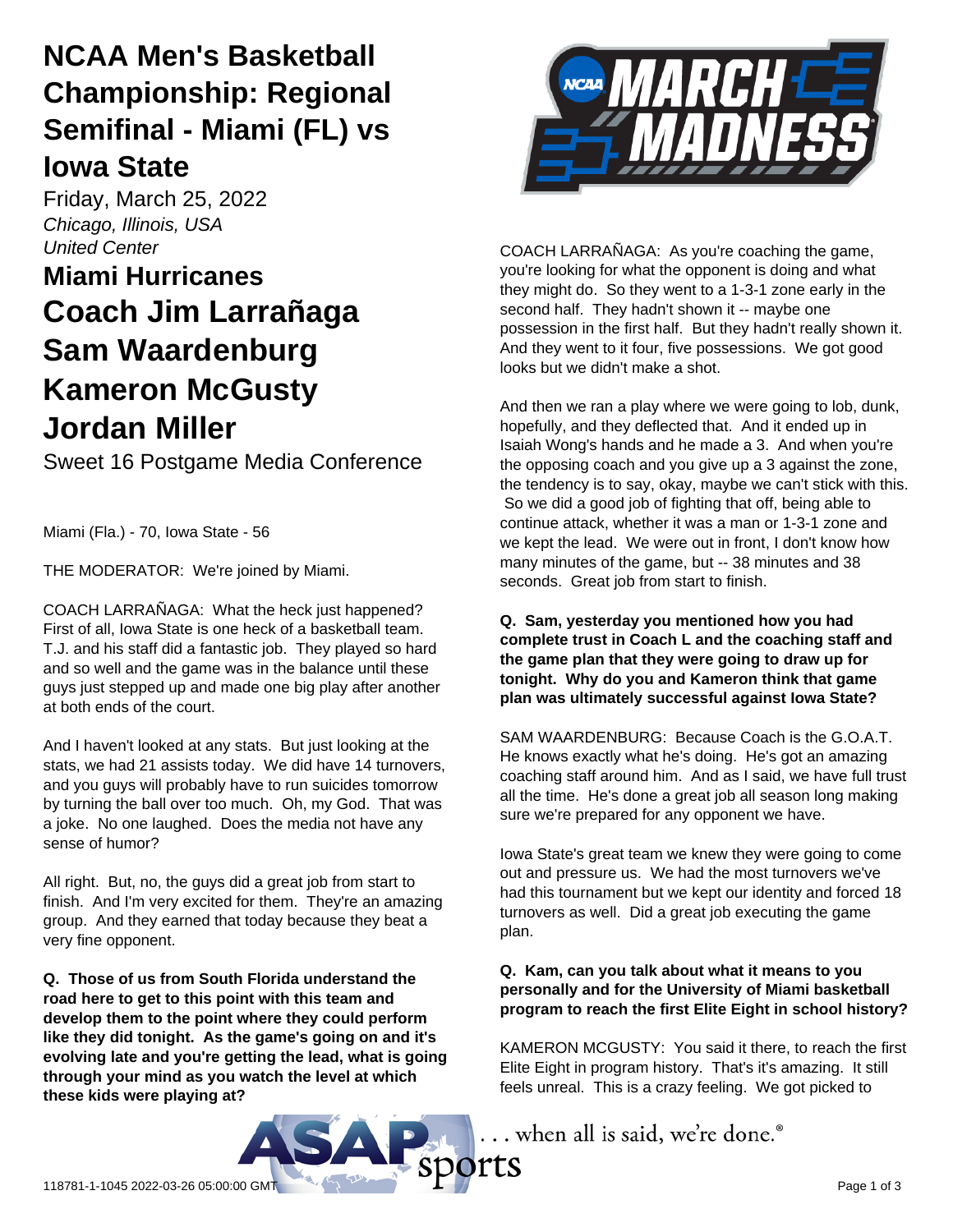# NCAA Men's Basketball Championship: Regional Semifinal - Miami (FL) vs Iowa State

Friday, March 25, 2022

*Chicago, Illinois, USA*

*United Center*

## Miami Hurricanes

# Coach Jim Larrañaga
# Sam Waardenburg
# Kameron McGusty
# Jordan Miller

Sweet 16 Postgame Media Conference

Miami (Fla.) - 70, Iowa State - 56

THE MODERATOR: We're joined by Miami.

COACH LARRAÑAGA: What the heck just happened? First of all, Iowa State is one heck of a basketball team. T.J. and his staff did a fantastic job. They played so hard and so well and the game was in the balance until these guys just stepped up and made one big play after another at both ends of the court.

And I haven't looked at any stats. But just looking at the stats, we had 21 assists today. We did have 14 turnovers, and you guys will probably have to run suicides tomorrow by turning the ball over too much. Oh, my God. That was a joke. No one laughed. Does the media not have any sense of humor?

All right. But, no, the guys did a great job from start to finish. And I'm very excited for them. They're an amazing group. And they earned that today because they beat a very fine opponent.

**Q. Those of us from South Florida understand the road here to get to this point with this team and develop them to the point where they could perform like they did tonight. As the game's going on and it's evolving late and you're getting the lead, what is going through your mind as you watch the level at which these kids were playing at?**

COACH LARRAÑAGA: As you're coaching the game, you're looking for what the opponent is doing and what they might do. So they went to a 1-3-1 zone early in the second half. They hadn't shown it -- maybe one possession in the first half. But they hadn't really shown it. And they went to it four, five possessions. We got good looks but we didn't make a shot.

And then we ran a play where we were going to lob, dunk, hopefully, and they deflected that. And it ended up in Isaiah Wong's hands and he made a 3. And when you're the opposing coach and you give up a 3 against the zone, the tendency is to say, okay, maybe we can't stick with this. So we did a good job of fighting that off, being able to continue attack, whether it was a man or 1-3-1 zone and we kept the lead. We were out in front, I don't know how many minutes of the game, but -- 38 minutes and 38 seconds. Great job from start to finish.

**Q. Sam, yesterday you mentioned how you had complete trust in Coach L and the coaching staff and the game plan that they were going to draw up for tonight. Why do you and Kameron think that game plan was ultimately successful against Iowa State?**

SAM WAARDENBURG: Because Coach is the G.O.A.T. He knows exactly what he's doing. He's got an amazing coaching staff around him. And as I said, we have full trust all the time. He's done a great job all season long making sure we're prepared for any opponent we have.

Iowa State's great team we knew they were going to come out and pressure us. We had the most turnovers we've had this tournament but we kept our identity and forced 18 turnovers as well. Did a great job executing the game plan.

**Q. Kam, can you talk about what it means to you personally and for the University of Miami basketball program to reach the first Elite Eight in school history?**

KAMERON MCGUSTY: You said it there, to reach the first Elite Eight in program history. That's it's amazing. It still feels unreal. This is a crazy feeling. We got picked to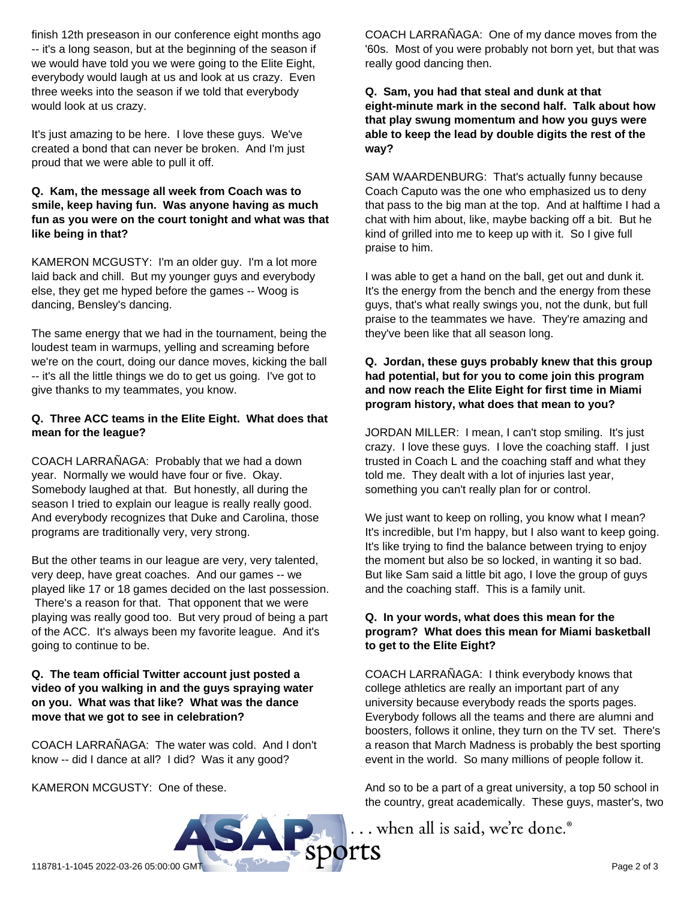finish 12th preseason in our conference eight months ago -- it's a long season, but at the beginning of the season if we would have told you we were going to the Elite Eight, everybody would laugh at us and look at us crazy. Even three weeks into the season if we told that everybody would look at us crazy.

It's just amazing to be here. I love these guys. We've created a bond that can never be broken. And I'm just proud that we were able to pull it off.

**Q. Kam, the message all week from Coach was to smile, keep having fun. Was anyone having as much fun as you were on the court tonight and what was that like being in that?**

KAMERON MCGUSTY: I'm an older guy. I'm a lot more laid back and chill. But my younger guys and everybody else, they get me hyped before the games -- Woog is dancing, Bensley's dancing.

The same energy that we had in the tournament, being the loudest team in warmups, yelling and screaming before we're on the court, doing our dance moves, kicking the ball -- it's all the little things we do to get us going. I've got to give thanks to my teammates, you know.

**Q. Three ACC teams in the Elite Eight. What does that mean for the league?**

COACH LARRAÑAGA: Probably that we had a down year. Normally we would have four or five. Okay. Somebody laughed at that. But honestly, all during the season I tried to explain our league is really really good. And everybody recognizes that Duke and Carolina, those programs are traditionally very, very strong.

But the other teams in our league are very, very talented, very deep, have great coaches. And our games -- we played like 17 or 18 games decided on the last possession. There's a reason for that. That opponent that we were playing was really good too. But very proud of being a part of the ACC. It's always been my favorite league. And it's going to continue to be.

**Q. The team official Twitter account just posted a video of you walking in and the guys spraying water on you. What was that like? What was the dance move that we got to see in celebration?**

COACH LARRAÑAGA: The water was cold. And I don't know -- did I dance at all? I did? Was it any good?

KAMERON MCGUSTY: One of these.

COACH LARRAÑAGA: One of my dance moves from the '60s. Most of you were probably not born yet, but that was really good dancing then.

**Q. Sam, you had that steal and dunk at that eight-minute mark in the second half. Talk about how that play swung momentum and how you guys were able to keep the lead by double digits the rest of the way?**

SAM WAARDENBURG: That's actually funny because Coach Caputo was the one who emphasized us to deny that pass to the big man at the top. And at halftime I had a chat with him about, like, maybe backing off a bit. But he kind of grilled into me to keep up with it. So I give full praise to him.

I was able to get a hand on the ball, get out and dunk it. It's the energy from the bench and the energy from these guys, that's what really swings you, not the dunk, but full praise to the teammates we have. They're amazing and they've been like that all season long.

**Q. Jordan, these guys probably knew that this group had potential, but for you to come join this program and now reach the Elite Eight for first time in Miami program history, what does that mean to you?**

JORDAN MILLER: I mean, I can't stop smiling. It's just crazy. I love these guys. I love the coaching staff. I just trusted in Coach L and the coaching staff and what they told me. They dealt with a lot of injuries last year, something you can't really plan for or control.

We just want to keep on rolling, you know what I mean? It's incredible, but I'm happy, but I also want to keep going. It's like trying to find the balance between trying to enjoy the moment but also be so locked, in wanting it so bad. But like Sam said a little bit ago, I love the group of guys and the coaching staff. This is a family unit.

**Q. In your words, what does this mean for the program? What does this mean for Miami basketball to get to the Elite Eight?**

COACH LARRAÑAGA: I think everybody knows that college athletics are really an important part of any university because everybody reads the sports pages. Everybody follows all the teams and there are alumni and boosters, follows it online, they turn on the TV set. There's a reason that March Madness is probably the best sporting event in the world. So many millions of people follow it.

And so to be a part of a great university, a top 50 school in the country, great academically. These guys, master's, two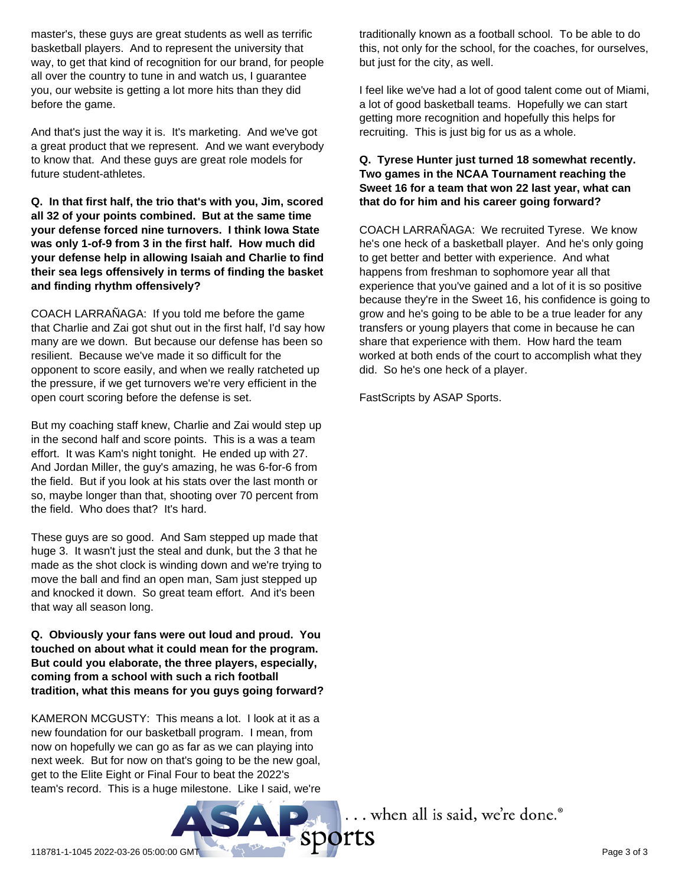master's, these guys are great students as well as terrific basketball players. And to represent the university that way, to get that kind of recognition for our brand, for people all over the country to tune in and watch us, I guarantee you, our website is getting a lot more hits than they did before the game.

And that's just the way it is. It's marketing. And we've got a great product that we represent. And we want everybody to know that. And these guys are great role models for future student-athletes.

**Q. In that first half, the trio that's with you, Jim, scored all 32 of your points combined. But at the same time your defense forced nine turnovers. I think Iowa State was only 1-of-9 from 3 in the first half. How much did your defense help in allowing Isaiah and Charlie to find their sea legs offensively in terms of finding the basket and finding rhythm offensively?**

COACH LARRAÑAGA: If you told me before the game that Charlie and Zai got shut out in the first half, I'd say how many are we down. But because our defense has been so resilient. Because we've made it so difficult for the opponent to score easily, and when we really ratcheted up the pressure, if we get turnovers we're very efficient in the open court scoring before the defense is set.

But my coaching staff knew, Charlie and Zai would step up in the second half and score points. This is a was a team effort. It was Kam's night tonight. He ended up with 27. And Jordan Miller, the guy's amazing, he was 6-for-6 from the field. But if you look at his stats over the last month or so, maybe longer than that, shooting over 70 percent from the field. Who does that? It's hard.

These guys are so good. And Sam stepped up made that huge 3. It wasn't just the steal and dunk, but the 3 that he made as the shot clock is winding down and we're trying to move the ball and find an open man, Sam just stepped up and knocked it down. So great team effort. And it's been that way all season long.

**Q. Obviously your fans were out loud and proud. You touched on about what it could mean for the program. But could you elaborate, the three players, especially, coming from a school with such a rich football tradition, what this means for you guys going forward?**

KAMERON MCGUSTY: This means a lot. I look at it as a new foundation for our basketball program. I mean, from now on hopefully we can go as far as we can playing into next week. But for now on that's going to be the new goal, get to the Elite Eight or Final Four to beat the 2022's team's record. This is a huge milestone. Like I said, we're traditionally known as a football school. To be able to do this, not only for the school, for the coaches, for ourselves, but just for the city, as well.

I feel like we've had a lot of good talent come out of Miami, a lot of good basketball teams. Hopefully we can start getting more recognition and hopefully this helps for recruiting. This is just big for us as a whole.

**Q. Tyrese Hunter just turned 18 somewhat recently. Two games in the NCAA Tournament reaching the Sweet 16 for a team that won 22 last year, what can that do for him and his career going forward?**

COACH LARRAÑAGA: We recruited Tyrese. We know he's one heck of a basketball player. And he's only going to get better and better with experience. And what happens from freshman to sophomore year all that experience that you've gained and a lot of it is so positive because they're in the Sweet 16, his confidence is going to grow and he's going to be able to be a true leader for any transfers or young players that come in because he can share that experience with them. How hard the team worked at both ends of the court to accomplish what they did. So he's one heck of a player.

FastScripts by ASAP Sports.